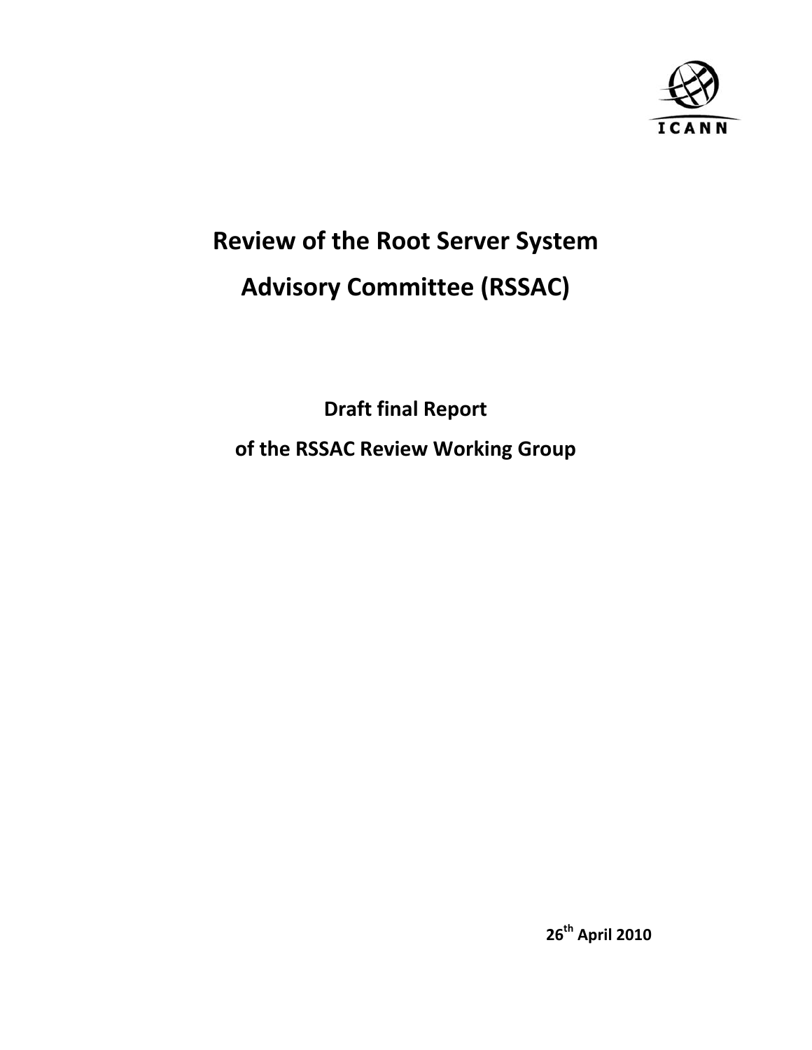ICANN

# Review of the Root Server System Advisory Committee (RSSAC)

## Draft final Report of the RSSAC Review Working Group

26th April 2010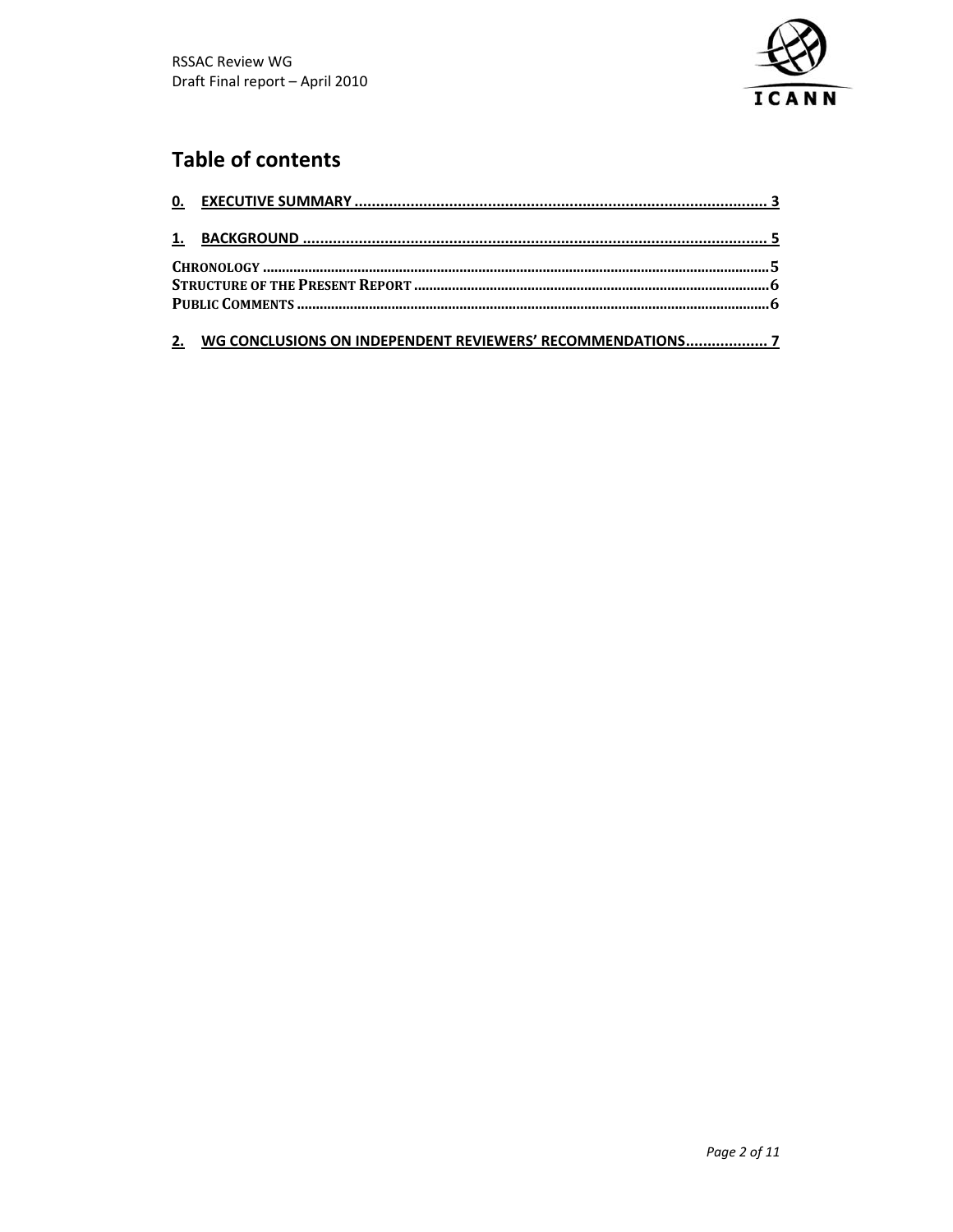## Table of contents

0. EXECUTIVE SUMMARY .................................................................................................. 3

1. BACKGROUND .............................................................................................................. 5

CHRONOLOGY ...................................................................................................................... 5
STRUCTURE OF THE PRESENT REPORT ............................................................................... 6
PUBLIC COMMENTS ............................................................................................................. 6

2. WG CONCLUSIONS ON INDEPENDENT REVIEWERS' RECOMMENDATIONS................... 7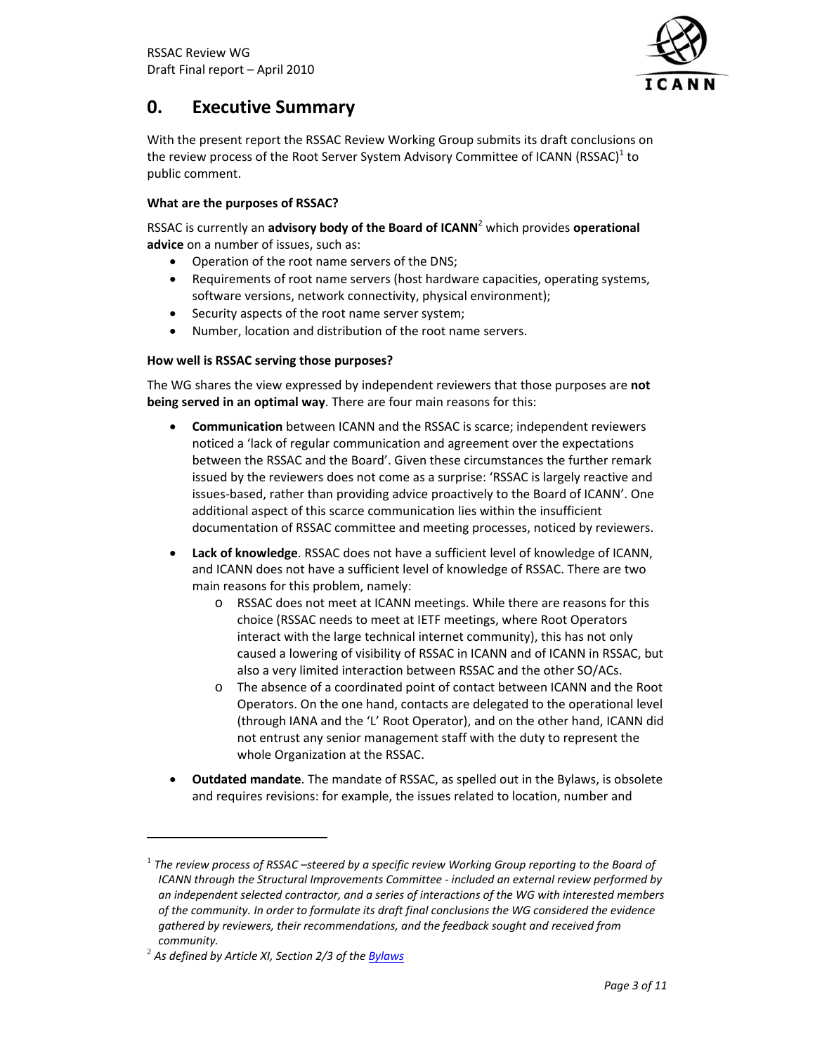# 0. Executive Summary

With the present report the RSSAC Review Working Group submits its draft conclusions on the review process of the Root Server System Advisory Committee of ICANN (RSSAC)[1] to public comment.

**What are the purposes of RSSAC?**

RSSAC is currently an **advisory body of the Board of ICANN**[2] which provides **operational advice** on a number of issues, such as:

- Operation of the root name servers of the DNS;
- Requirements of root name servers (host hardware capacities, operating systems, software versions, network connectivity, physical environment);
- Security aspects of the root name server system;
- Number, location and distribution of the root name servers.

**How well is RSSAC serving those purposes?**

The WG shares the view expressed by independent reviewers that those purposes are **not being served in an optimal way**. There are four main reasons for this:

- **Communication** between ICANN and the RSSAC is scarce; independent reviewers noticed a 'lack of regular communication and agreement over the expectations between the RSSAC and the Board'. Given these circumstances the further remark issued by the reviewers does not come as a surprise: 'RSSAC is largely reactive and issues-based, rather than providing advice proactively to the Board of ICANN'. One additional aspect of this scarce communication lies within the insufficient documentation of RSSAC committee and meeting processes, noticed by reviewers.

- **Lack of knowledge**. RSSAC does not have a sufficient level of knowledge of ICANN, and ICANN does not have a sufficient level of knowledge of RSSAC. There are two main reasons for this problem, namely:
  - RSSAC does not meet at ICANN meetings. While there are reasons for this choice (RSSAC needs to meet at IETF meetings, where Root Operators interact with the large technical internet community), this has not only caused a lowering of visibility of RSSAC in ICANN and of ICANN in RSSAC, but also a very limited interaction between RSSAC and the other SO/ACs.
  - The absence of a coordinated point of contact between ICANN and the Root Operators. On the one hand, contacts are delegated to the operational level (through IANA and the 'L' Root Operator), and on the other hand, ICANN did not entrust any senior management staff with the duty to represent the whole Organization at the RSSAC.

- **Outdated mandate**. The mandate of RSSAC, as spelled out in the Bylaws, is obsolete and requires revisions: for example, the issues related to location, number and

---

[1] *The review process of RSSAC –steered by a specific review Working Group reporting to the Board of ICANN through the Structural Improvements Committee - included an external review performed by an independent selected contractor, and a series of interactions of the WG with interested members of the community. In order to formulate its draft final conclusions the WG considered the evidence gathered by reviewers, their recommendations, and the feedback sought and received from community.*

[2] *As defined by Article XI, Section 2/3 of the Bylaws*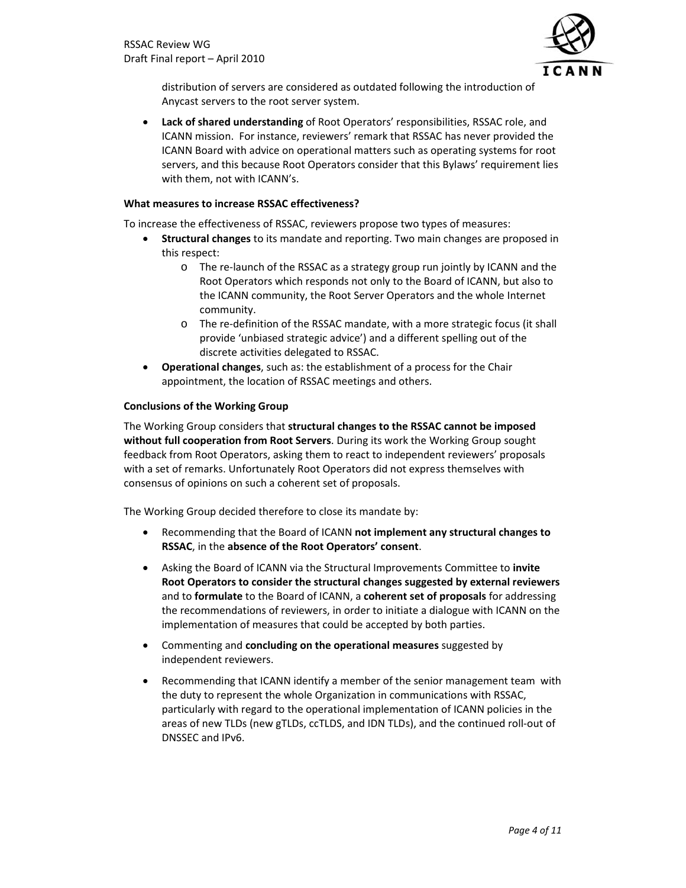distribution of servers are considered as outdated following the introduction of Anycast servers to the root server system.

- **Lack of shared understanding** of Root Operators' responsibilities, RSSAC role, and ICANN mission. For instance, reviewers' remark that RSSAC has never provided the ICANN Board with advice on operational matters such as operating systems for root servers, and this because Root Operators consider that this Bylaws' requirement lies with them, not with ICANN's.

**What measures to increase RSSAC effectiveness?**

To increase the effectiveness of RSSAC, reviewers propose two types of measures:

- **Structural changes** to its mandate and reporting. Two main changes are proposed in this respect:
  - The re-launch of the RSSAC as a strategy group run jointly by ICANN and the Root Operators which responds not only to the Board of ICANN, but also to the ICANN community, the Root Server Operators and the whole Internet community.
  - The re-definition of the RSSAC mandate, with a more strategic focus (it shall provide 'unbiased strategic advice') and a different spelling out of the discrete activities delegated to RSSAC.
- **Operational changes**, such as: the establishment of a process for the Chair appointment, the location of RSSAC meetings and others.

**Conclusions of the Working Group**

The Working Group considers that **structural changes to the RSSAC cannot be imposed without full cooperation from Root Servers**. During its work the Working Group sought feedback from Root Operators, asking them to react to independent reviewers' proposals with a set of remarks. Unfortunately Root Operators did not express themselves with consensus of opinions on such a coherent set of proposals.

The Working Group decided therefore to close its mandate by:

- Recommending that the Board of ICANN **not implement any structural changes to RSSAC**, in the **absence of the Root Operators' consent**.
- Asking the Board of ICANN via the Structural Improvements Committee to **invite Root Operators to consider the structural changes suggested by external reviewers** and to **formulate** to the Board of ICANN, a **coherent set of proposals** for addressing the recommendations of reviewers, in order to initiate a dialogue with ICANN on the implementation of measures that could be accepted by both parties.
- Commenting and **concluding on the operational measures** suggested by independent reviewers.
- Recommending that ICANN identify a member of the senior management team with the duty to represent the whole Organization in communications with RSSAC, particularly with regard to the operational implementation of ICANN policies in the areas of new TLDs (new gTLDs, ccTLDS, and IDN TLDs), and the continued roll-out of DNSSEC and IPv6.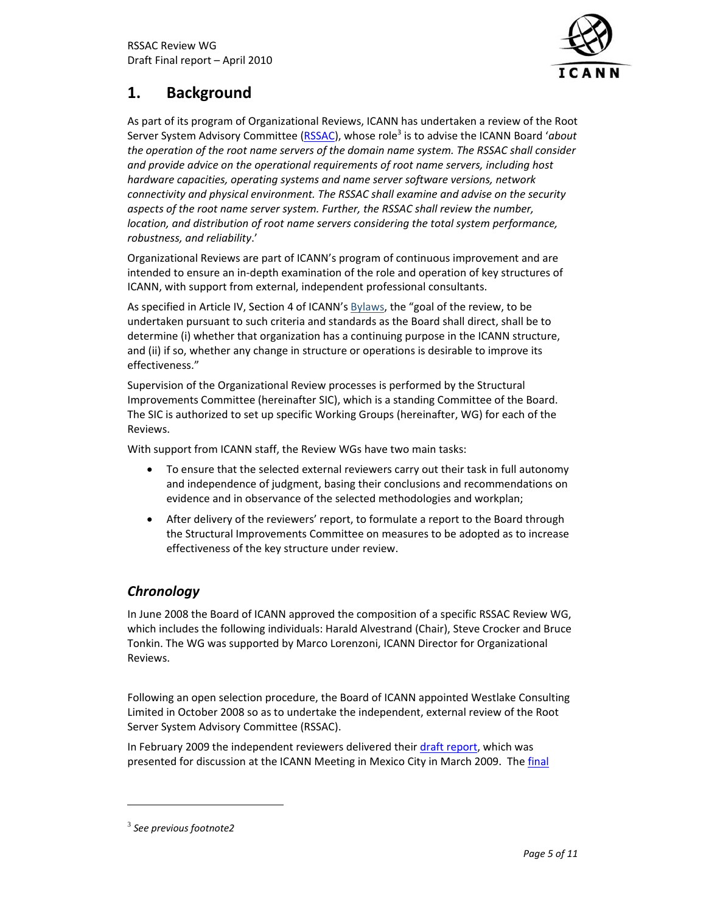## 1. Background

As part of its program of Organizational Reviews, ICANN has undertaken a review of the Root Server System Advisory Committee (RSSAC), whose role[3] is to advise the ICANN Board '*about the operation of the root name servers of the domain name system. The RSSAC shall consider and provide advice on the operational requirements of root name servers, including host hardware capacities, operating systems and name server software versions, network connectivity and physical environment. The RSSAC shall examine and advise on the security aspects of the root name server system. Further, the RSSAC shall review the number, location, and distribution of root name servers considering the total system performance, robustness, and reliability*.'

Organizational Reviews are part of ICANN's program of continuous improvement and are intended to ensure an in-depth examination of the role and operation of key structures of ICANN, with support from external, independent professional consultants.

As specified in Article IV, Section 4 of ICANN's Bylaws, the "goal of the review, to be undertaken pursuant to such criteria and standards as the Board shall direct, shall be to determine (i) whether that organization has a continuing purpose in the ICANN structure, and (ii) if so, whether any change in structure or operations is desirable to improve its effectiveness."

Supervision of the Organizational Review processes is performed by the Structural Improvements Committee (hereinafter SIC), which is a standing Committee of the Board. The SIC is authorized to set up specific Working Groups (hereinafter, WG) for each of the Reviews.

With support from ICANN staff, the Review WGs have two main tasks:

- To ensure that the selected external reviewers carry out their task in full autonomy and independence of judgment, basing their conclusions and recommendations on evidence and in observance of the selected methodologies and workplan;
- After delivery of the reviewers' report, to formulate a report to the Board through the Structural Improvements Committee on measures to be adopted as to increase effectiveness of the key structure under review.

### *Chronology*

In June 2008 the Board of ICANN approved the composition of a specific RSSAC Review WG, which includes the following individuals: Harald Alvestrand (Chair), Steve Crocker and Bruce Tonkin. The WG was supported by Marco Lorenzoni, ICANN Director for Organizational Reviews.

Following an open selection procedure, the Board of ICANN appointed Westlake Consulting Limited in October 2008 so as to undertake the independent, external review of the Root Server System Advisory Committee (RSSAC).

In February 2009 the independent reviewers delivered their draft report, which was presented for discussion at the ICANN Meeting in Mexico City in March 2009. The final

[3] *See previous footnote2*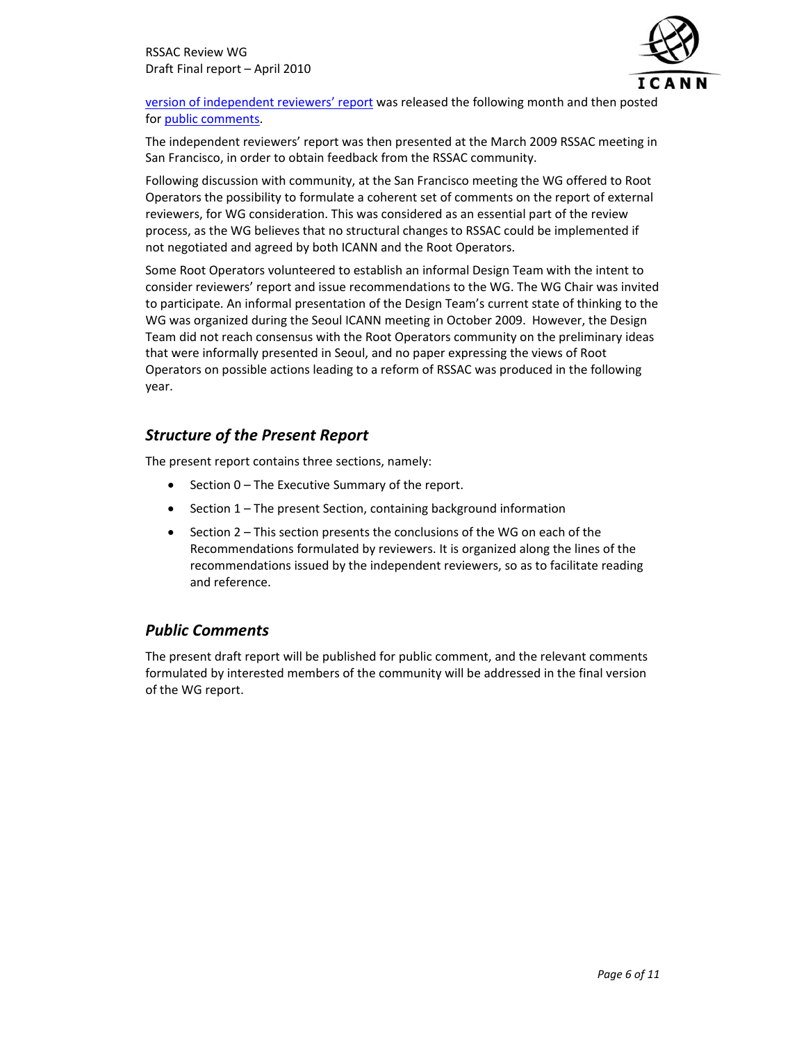version of independent reviewers' report was released the following month and then posted for public comments.

The independent reviewers' report was then presented at the March 2009 RSSAC meeting in San Francisco, in order to obtain feedback from the RSSAC community.

Following discussion with community, at the San Francisco meeting the WG offered to Root Operators the possibility to formulate a coherent set of comments on the report of external reviewers, for WG consideration. This was considered as an essential part of the review process, as the WG believes that no structural changes to RSSAC could be implemented if not negotiated and agreed by both ICANN and the Root Operators.

Some Root Operators volunteered to establish an informal Design Team with the intent to consider reviewers' report and issue recommendations to the WG. The WG Chair was invited to participate. An informal presentation of the Design Team's current state of thinking to the WG was organized during the Seoul ICANN meeting in October 2009. However, the Design Team did not reach consensus with the Root Operators community on the preliminary ideas that were informally presented in Seoul, and no paper expressing the views of Root Operators on possible actions leading to a reform of RSSAC was produced in the following year.

## *Structure of the Present Report*

The present report contains three sections, namely:

- Section 0 – The Executive Summary of the report.
- Section 1 – The present Section, containing background information
- Section 2 – This section presents the conclusions of the WG on each of the Recommendations formulated by reviewers. It is organized along the lines of the recommendations issued by the independent reviewers, so as to facilitate reading and reference.

## *Public Comments*

The present draft report will be published for public comment, and the relevant comments formulated by interested members of the community will be addressed in the final version of the WG report.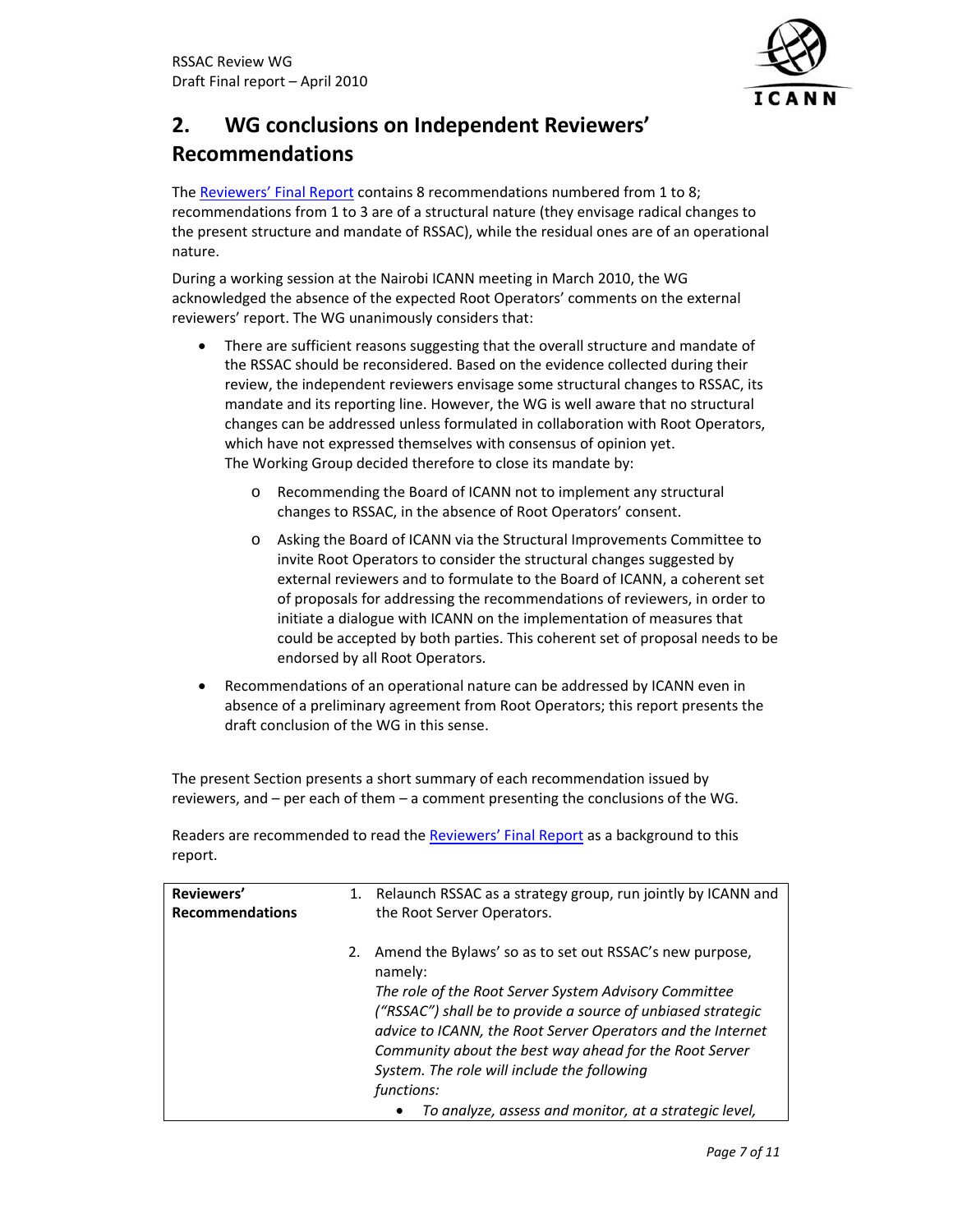## 2. WG conclusions on Independent Reviewers' Recommendations

The Reviewers' Final Report contains 8 recommendations numbered from 1 to 8; recommendations from 1 to 3 are of a structural nature (they envisage radical changes to the present structure and mandate of RSSAC), while the residual ones are of an operational nature.

During a working session at the Nairobi ICANN meeting in March 2010, the WG acknowledged the absence of the expected Root Operators' comments on the external reviewers' report. The WG unanimously considers that:

- There are sufficient reasons suggesting that the overall structure and mandate of the RSSAC should be reconsidered. Based on the evidence collected during their review, the independent reviewers envisage some structural changes to RSSAC, its mandate and its reporting line. However, the WG is well aware that no structural changes can be addressed unless formulated in collaboration with Root Operators, which have not expressed themselves with consensus of opinion yet.
  The Working Group decided therefore to close its mandate by:
  - Recommending the Board of ICANN not to implement any structural changes to RSSAC, in the absence of Root Operators' consent.
  - Asking the Board of ICANN via the Structural Improvements Committee to invite Root Operators to consider the structural changes suggested by external reviewers and to formulate to the Board of ICANN, a coherent set of proposals for addressing the recommendations of reviewers, in order to initiate a dialogue with ICANN on the implementation of measures that could be accepted by both parties. This coherent set of proposal needs to be endorsed by all Root Operators.
- Recommendations of an operational nature can be addressed by ICANN even in absence of a preliminary agreement from Root Operators; this report presents the draft conclusion of the WG in this sense.

The present Section presents a short summary of each recommendation issued by reviewers, and – per each of them – a comment presenting the conclusions of the WG.

Readers are recommended to read the Reviewers' Final Report as a background to this report.

| **Reviewers' Recommendations** | 1. Relaunch RSSAC as a strategy group, run jointly by ICANN and the Root Server Operators.<br><br>2. Amend the Bylaws' so as to set out RSSAC's new purpose, namely:<br>*The role of the Root Server System Advisory Committee ("RSSAC") shall be to provide a source of unbiased strategic advice to ICANN, the Root Server Operators and the Internet Community about the best way ahead for the Root Server System. The role will include the following functions:*<br>• *To analyze, assess and monitor, at a strategic level,* |
|---|---|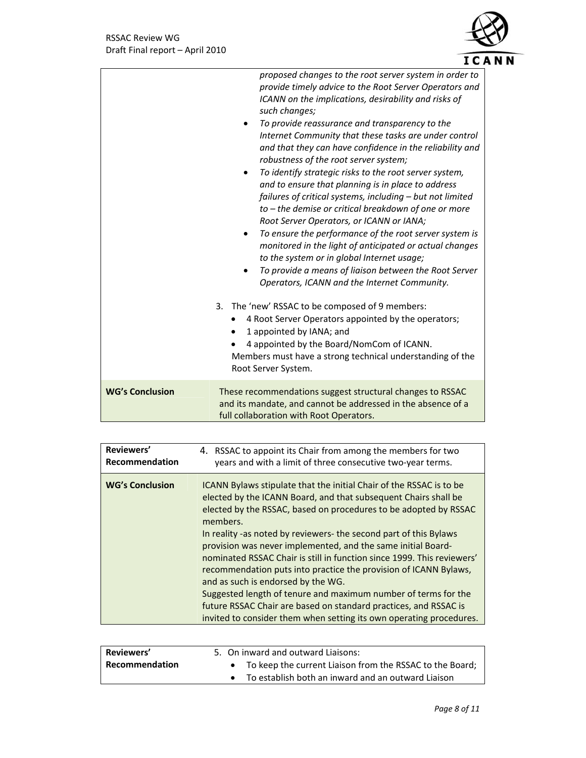| | |
|---|---|
| | *proposed changes to the root server system in order to provide timely advice to the Root Server Operators and ICANN on the implications, desirability and risks of such changes;*<br>• *To provide reassurance and transparency to the Internet Community that these tasks are under control and that they can have confidence in the reliability and robustness of the root server system;*<br>• *To identify strategic risks to the root server system, and to ensure that planning is in place to address failures of critical systems, including – but not limited to – the demise or critical breakdown of one or more Root Server Operators, or ICANN or IANA;*<br>• *To ensure the performance of the root server system is monitored in the light of anticipated or actual changes to the system or in global Internet usage;*<br>• *To provide a means of liaison between the Root Server Operators, ICANN and the Internet Community.*<br><br>3. The 'new' RSSAC to be composed of 9 members:<br>• 4 Root Server Operators appointed by the operators;<br>• 1 appointed by IANA; and<br>• 4 appointed by the Board/NomCom of ICANN.<br>Members must have a strong technical understanding of the Root Server System. |
| **WG's Conclusion** | These recommendations suggest structural changes to RSSAC and its mandate, and cannot be addressed in the absence of a full collaboration with Root Operators. |

| **Reviewers' Recommendation** | 4. RSSAC to appoint its Chair from among the members for two years and with a limit of three consecutive two-year terms. |
|---|---|
| **WG's Conclusion** | ICANN Bylaws stipulate that the initial Chair of the RSSAC is to be elected by the ICANN Board, and that subsequent Chairs shall be elected by the RSSAC, based on procedures to be adopted by RSSAC members.<br>In reality -as noted by reviewers- the second part of this Bylaws provision was never implemented, and the same initial Board-nominated RSSAC Chair is still in function since 1999. This reviewers' recommendation puts into practice the provision of ICANN Bylaws, and as such is endorsed by the WG.<br>Suggested length of tenure and maximum number of terms for the future RSSAC Chair are based on standard practices, and RSSAC is invited to consider them when setting its own operating procedures. |

| **Reviewers' Recommendation** | 5. On inward and outward Liaisons:<br>• To keep the current Liaison from the RSSAC to the Board;<br>• To establish both an inward and an outward Liaison |
|---|---|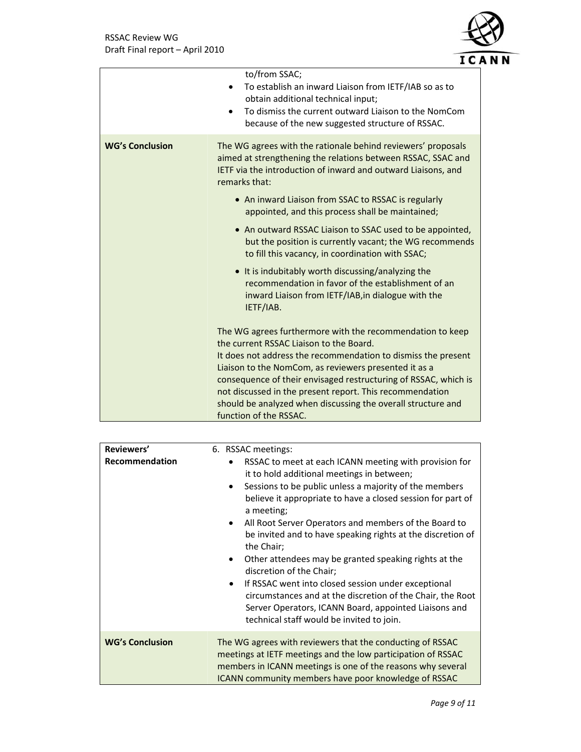| | |
|---|---|
| | to/from SSAC;<br>• To establish an inward Liaison from IETF/IAB so as to obtain additional technical input;<br>• To dismiss the current outward Liaison to the NomCom because of the new suggested structure of RSSAC. |
| **WG's Conclusion** | The WG agrees with the rationale behind reviewers' proposals aimed at strengthening the relations between RSSAC, SSAC and IETF via the introduction of inward and outward Liaisons, and remarks that:<br>• An inward Liaison from SSAC to RSSAC is regularly appointed, and this process shall be maintained;<br>• An outward RSSAC Liaison to SSAC used to be appointed, but the position is currently vacant; the WG recommends to fill this vacancy, in coordination with SSAC;<br>• It is indubitably worth discussing/analyzing the recommendation in favor of the establishment of an inward Liaison from IETF/IAB,in dialogue with the IETF/IAB.<br><br>The WG agrees furthermore with the recommendation to keep the current RSSAC Liaison to the Board.<br>It does not address the recommendation to dismiss the present Liaison to the NomCom, as reviewers presented it as a consequence of their envisaged restructuring of RSSAC, which is not discussed in the present report. This recommendation should be analyzed when discussing the overall structure and function of the RSSAC. |

| | |
|---|---|
| **Reviewers' Recommendation** | 6. RSSAC meetings:<br>• RSSAC to meet at each ICANN meeting with provision for it to hold additional meetings in between;<br>• Sessions to be public unless a majority of the members believe it appropriate to have a closed session for part of a meeting;<br>• All Root Server Operators and members of the Board to be invited and to have speaking rights at the discretion of the Chair;<br>• Other attendees may be granted speaking rights at the discretion of the Chair;<br>• If RSSAC went into closed session under exceptional circumstances and at the discretion of the Chair, the Root Server Operators, ICANN Board, appointed Liaisons and technical staff would be invited to join. |
| **WG's Conclusion** | The WG agrees with reviewers that the conducting of RSSAC meetings at IETF meetings and the low participation of RSSAC members in ICANN meetings is one of the reasons why several ICANN community members have poor knowledge of RSSAC |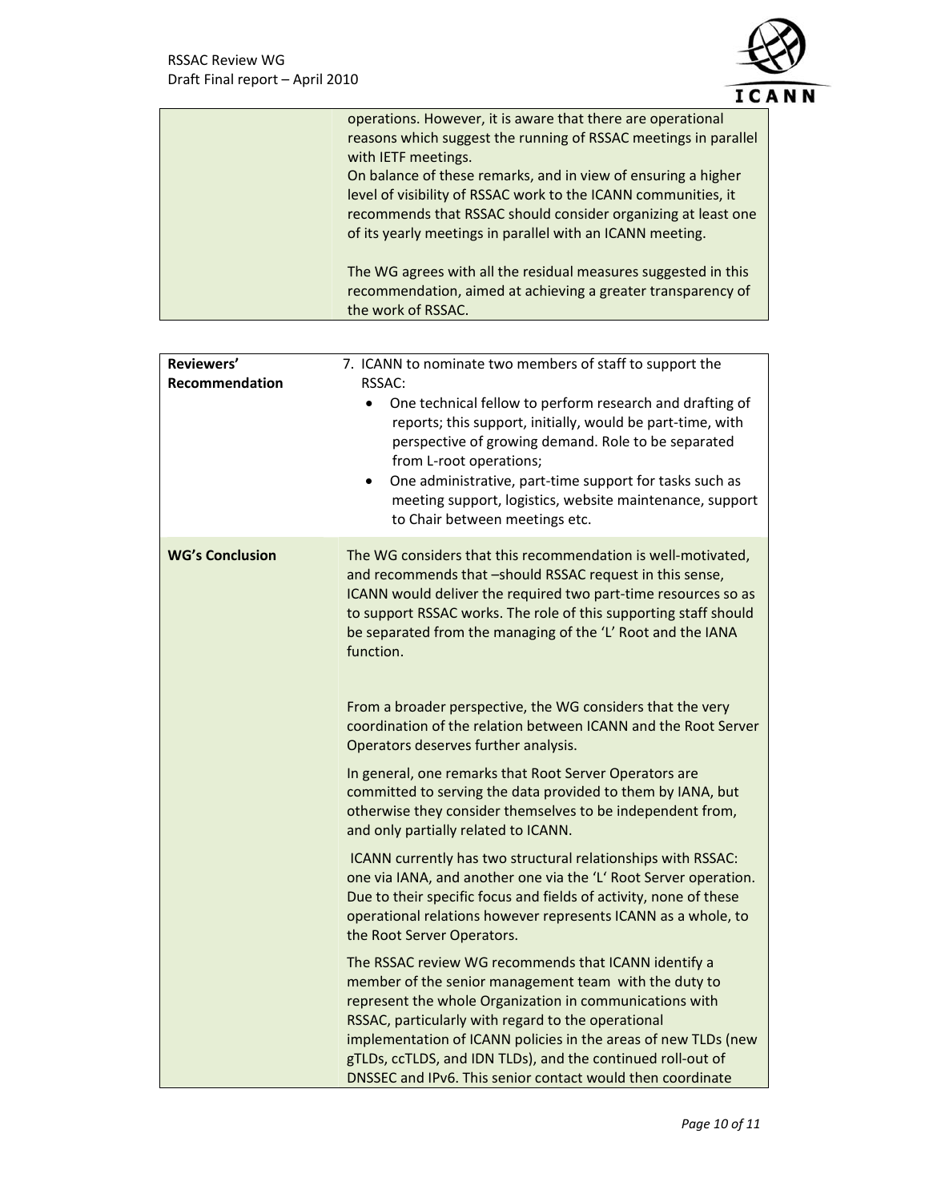| | |
|---|---|
| | operations. However, it is aware that there are operational reasons which suggest the running of RSSAC meetings in parallel with IETF meetings.<br>On balance of these remarks, and in view of ensuring a higher level of visibility of RSSAC work to the ICANN communities, it recommends that RSSAC should consider organizing at least one of its yearly meetings in parallel with an ICANN meeting.<br><br>The WG agrees with all the residual measures suggested in this recommendation, aimed at achieving a greater transparency of the work of RSSAC. |

| | |
|---|---|
| **Reviewers' Recommendation** | 7. ICANN to nominate two members of staff to support the RSSAC:<br>• One technical fellow to perform research and drafting of reports; this support, initially, would be part-time, with perspective of growing demand. Role to be separated from L-root operations;<br>• One administrative, part-time support for tasks such as meeting support, logistics, website maintenance, support to Chair between meetings etc. |
| **WG's Conclusion** | The WG considers that this recommendation is well-motivated, and recommends that –should RSSAC request in this sense, ICANN would deliver the required two part-time resources so as to support RSSAC works. The role of this supporting staff should be separated from the managing of the 'L' Root and the IANA function.<br><br>From a broader perspective, the WG considers that the very coordination of the relation between ICANN and the Root Server Operators deserves further analysis.<br><br>In general, one remarks that Root Server Operators are committed to serving the data provided to them by IANA, but otherwise they consider themselves to be independent from, and only partially related to ICANN.<br><br>ICANN currently has two structural relationships with RSSAC: one via IANA, and another one via the 'L' Root Server operation. Due to their specific focus and fields of activity, none of these operational relations however represents ICANN as a whole, to the Root Server Operators.<br><br>The RSSAC review WG recommends that ICANN identify a member of the senior management team with the duty to represent the whole Organization in communications with RSSAC, particularly with regard to the operational implementation of ICANN policies in the areas of new TLDs (new gTLDs, ccTLDS, and IDN TLDs), and the continued roll-out of DNSSEC and IPv6. This senior contact would then coordinate |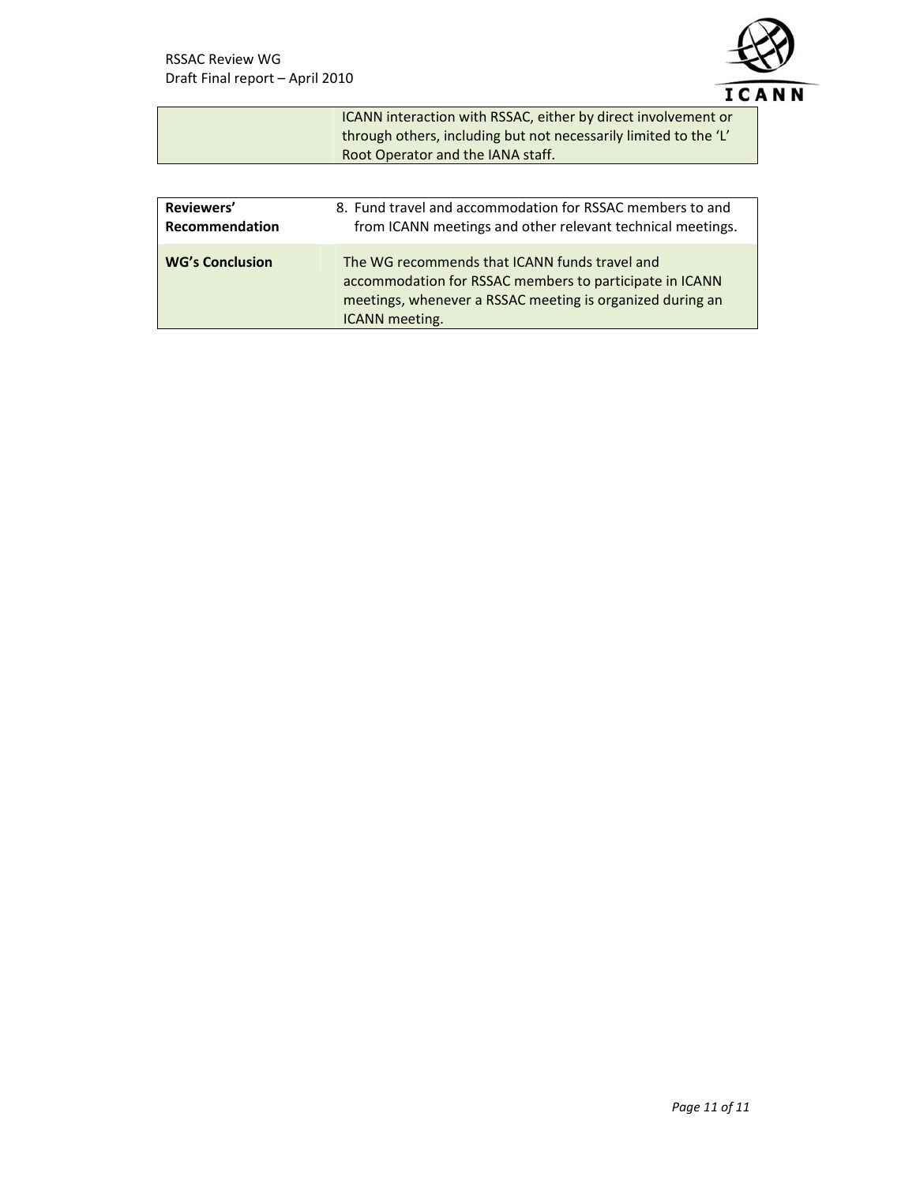| | |
|---|---|
| | ICANN interaction with RSSAC, either by direct involvement or through others, including but not necessarily limited to the 'L' Root Operator and the IANA staff. |

| | |
|---|---|
| **Reviewers' Recommendation** | 8. Fund travel and accommodation for RSSAC members to and from ICANN meetings and other relevant technical meetings. |
| **WG's Conclusion** | The WG recommends that ICANN funds travel and accommodation for RSSAC members to participate in ICANN meetings, whenever a RSSAC meeting is organized during an ICANN meeting. |